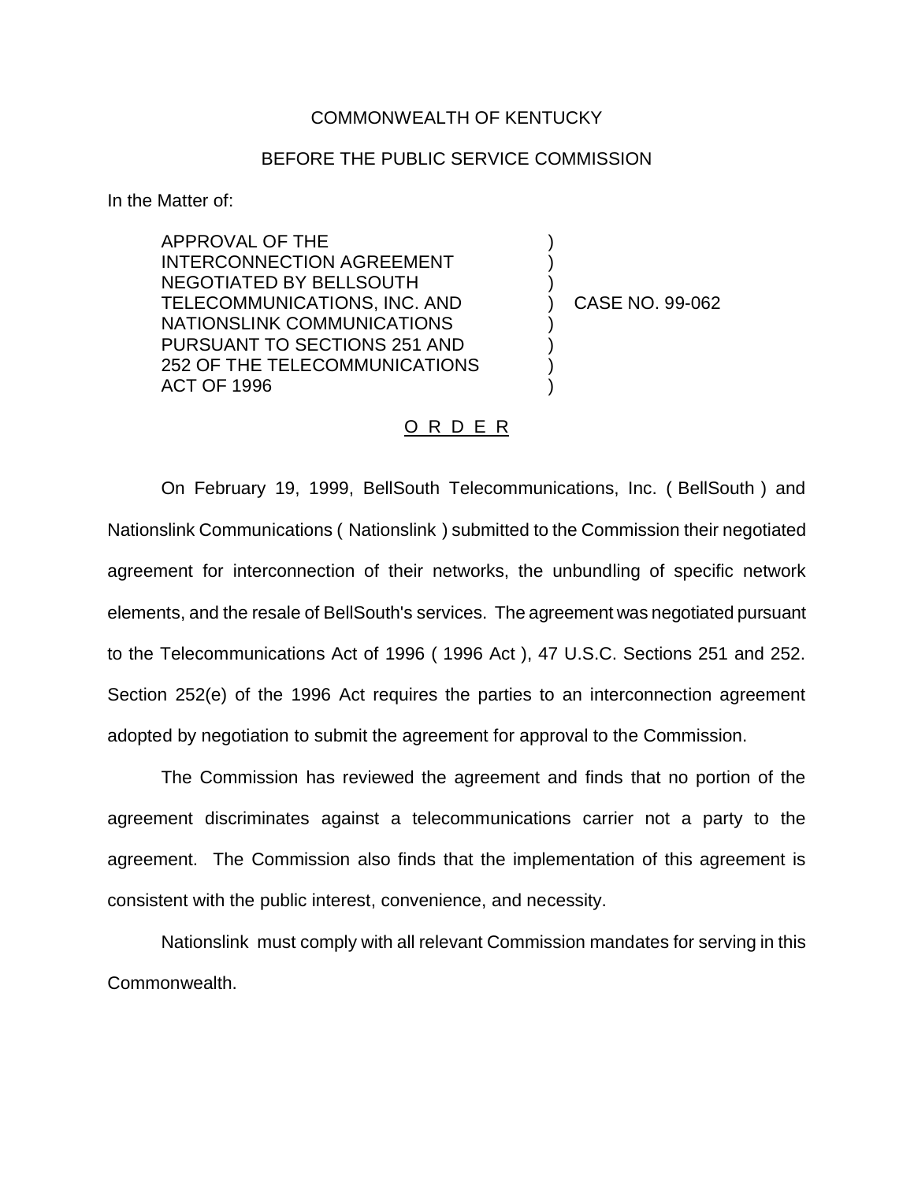COMMONWEALTH OF KENTUCKY

BEFORE THE PUBLIC SERVICE COMMISSION

In the Matter of:

| | | |
|---|---|---|
| APPROVAL OF THE INTERCONNECTION AGREEMENT NEGOTIATED BY BELLSOUTH TELECOMMUNICATIONS, INC. AND NATIONSLINK COMMUNICATIONS PURSUANT TO SECTIONS 251 AND 252 OF THE TELECOMMUNICATIONS ACT OF 1996 | ) | CASE NO. 99-062 |

## O R D E R

On February 19, 1999, BellSouth Telecommunications, Inc. ( BellSouth ) and Nationslink Communications ( Nationslink ) submitted to the Commission their negotiated agreement for interconnection of their networks, the unbundling of specific network elements, and the resale of BellSouth's services. The agreement was negotiated pursuant to the Telecommunications Act of 1996 ( 1996 Act ), 47 U.S.C. Sections 251 and 252. Section 252(e) of the 1996 Act requires the parties to an interconnection agreement adopted by negotiation to submit the agreement for approval to the Commission.

The Commission has reviewed the agreement and finds that no portion of the agreement discriminates against a telecommunications carrier not a party to the agreement. The Commission also finds that the implementation of this agreement is consistent with the public interest, convenience, and necessity.

Nationslink must comply with all relevant Commission mandates for serving in this Commonwealth.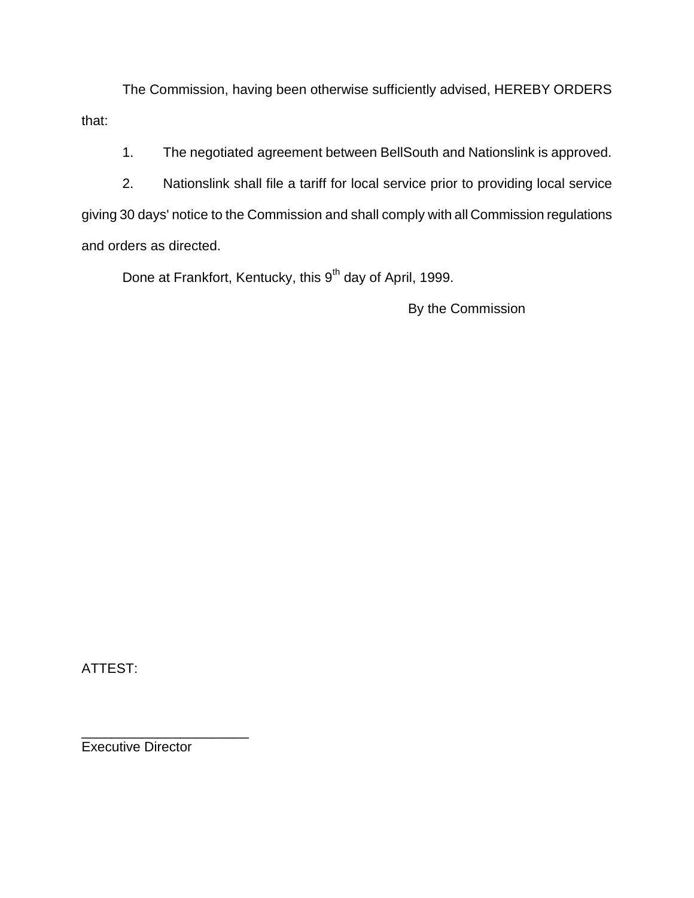The Commission, having been otherwise sufficiently advised, HEREBY ORDERS that:

1. The negotiated agreement between BellSouth and Nationslink is approved.

2. Nationslink shall file a tariff for local service prior to providing local service giving 30 days' notice to the Commission and shall comply with all Commission regulations and orders as directed.

Done at Frankfort, Kentucky, this 9th day of April, 1999.

By the Commission

ATTEST:

______________________
Executive Director